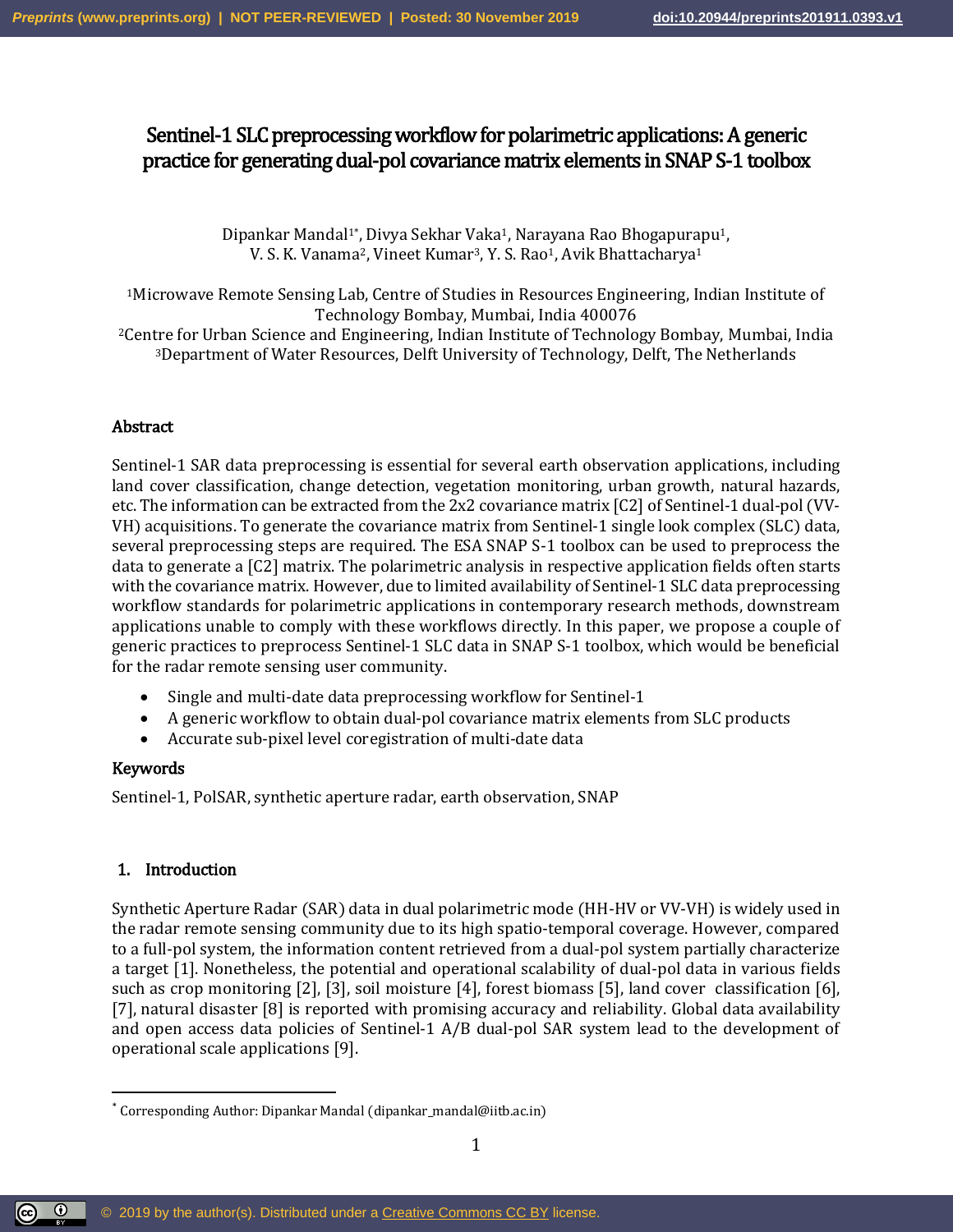# Sentinel-1 SLC preprocessing workflow for polarimetric applications: A generic practice for generating dual-pol covariance matrix elements in SNAP S-1 toolbox

Dipankar Mandal[1*], Divya Sekhar Vaka[1], Narayana Rao Bhogapurapu[1], V. S. K. Vanama[2], Vineet Kumar[3], Y. S. Rao[1], Avik Bhattacharya[1]

[1]Microwave Remote Sensing Lab, Centre of Studies in Resources Engineering, Indian Institute of Technology Bombay, Mumbai, India 400076
[2]Centre for Urban Science and Engineering, Indian Institute of Technology Bombay, Mumbai, India
[3]Department of Water Resources, Delft University of Technology, Delft, The Netherlands

## Abstract

Sentinel-1 SAR data preprocessing is essential for several earth observation applications, including land cover classification, change detection, vegetation monitoring, urban growth, natural hazards, etc. The information can be extracted from the 2x2 covariance matrix [C2] of Sentinel-1 dual-pol (VV-VH) acquisitions. To generate the covariance matrix from Sentinel-1 single look complex (SLC) data, several preprocessing steps are required. The ESA SNAP S-1 toolbox can be used to preprocess the data to generate a [C2] matrix. The polarimetric analysis in respective application fields often starts with the covariance matrix. However, due to limited availability of Sentinel-1 SLC data preprocessing workflow standards for polarimetric applications in contemporary research methods, downstream applications unable to comply with these workflows directly. In this paper, we propose a couple of generic practices to preprocess Sentinel-1 SLC data in SNAP S-1 toolbox, which would be beneficial for the radar remote sensing user community.

- Single and multi-date data preprocessing workflow for Sentinel-1
- A generic workflow to obtain dual-pol covariance matrix elements from SLC products
- Accurate sub-pixel level coregistration of multi-date data

## Keywords

Sentinel-1, PolSAR, synthetic aperture radar, earth observation, SNAP

## 1. Introduction

Synthetic Aperture Radar (SAR) data in dual polarimetric mode (HH-HV or VV-VH) is widely used in the radar remote sensing community due to its high spatio-temporal coverage. However, compared to a full-pol system, the information content retrieved from a dual-pol system partially characterize a target [1]. Nonetheless, the potential and operational scalability of dual-pol data in various fields such as crop monitoring [2], [3], soil moisture [4], forest biomass [5], land cover classification [6], [7], natural disaster [8] is reported with promising accuracy and reliability. Global data availability and open access data policies of Sentinel-1 A/B dual-pol SAR system lead to the development of operational scale applications [9].

[*] Corresponding Author: Dipankar Mandal (dipankar_mandal@iitb.ac.in)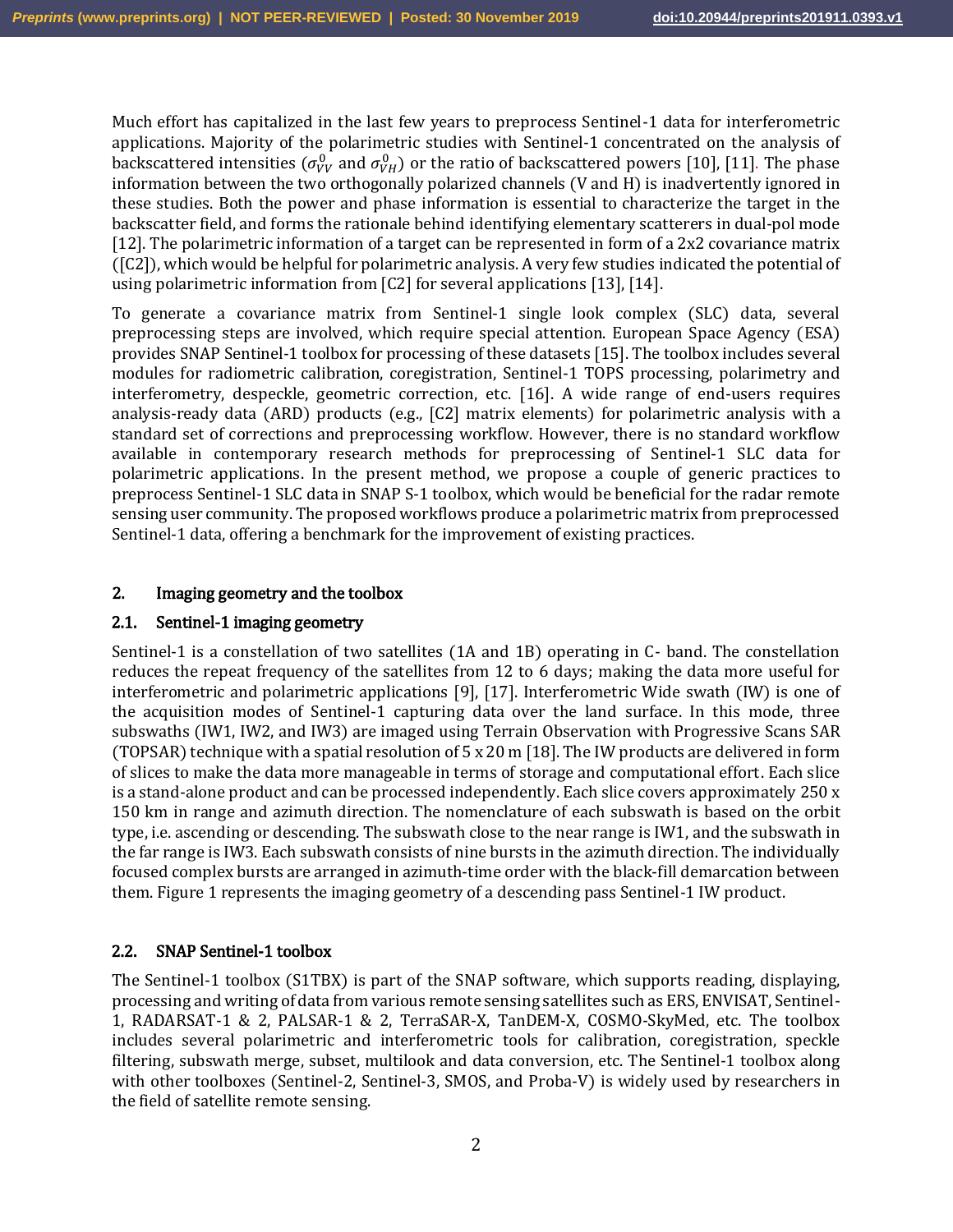Much effort has capitalized in the last few years to preprocess Sentinel-1 data for interferometric applications. Majority of the polarimetric studies with Sentinel-1 concentrated on the analysis of backscattered intensities ($\sigma^0_{VV}$ and $\sigma^0_{VH}$) or the ratio of backscattered powers [10], [11]. The phase information between the two orthogonally polarized channels (V and H) is inadvertently ignored in these studies. Both the power and phase information is essential to characterize the target in the backscatter field, and forms the rationale behind identifying elementary scatterers in dual-pol mode [12]. The polarimetric information of a target can be represented in form of a 2x2 covariance matrix ([C2]), which would be helpful for polarimetric analysis. A very few studies indicated the potential of using polarimetric information from [C2] for several applications [13], [14].

To generate a covariance matrix from Sentinel-1 single look complex (SLC) data, several preprocessing steps are involved, which require special attention. European Space Agency (ESA) provides SNAP Sentinel-1 toolbox for processing of these datasets [15]. The toolbox includes several modules for radiometric calibration, coregistration, Sentinel-1 TOPS processing, polarimetry and interferometry, despeckle, geometric correction, etc. [16]. A wide range of end-users requires analysis-ready data (ARD) products (e.g., [C2] matrix elements) for polarimetric analysis with a standard set of corrections and preprocessing workflow. However, there is no standard workflow available in contemporary research methods for preprocessing of Sentinel-1 SLC data for polarimetric applications. In the present method, we propose a couple of generic practices to preprocess Sentinel-1 SLC data in SNAP S-1 toolbox, which would be beneficial for the radar remote sensing user community. The proposed workflows produce a polarimetric matrix from preprocessed Sentinel-1 data, offering a benchmark for the improvement of existing practices.

## 2. Imaging geometry and the toolbox

### 2.1. Sentinel-1 imaging geometry

Sentinel-1 is a constellation of two satellites (1A and 1B) operating in C- band. The constellation reduces the repeat frequency of the satellites from 12 to 6 days; making the data more useful for interferometric and polarimetric applications [9], [17]. Interferometric Wide swath (IW) is one of the acquisition modes of Sentinel-1 capturing data over the land surface. In this mode, three subswaths (IW1, IW2, and IW3) are imaged using Terrain Observation with Progressive Scans SAR (TOPSAR) technique with a spatial resolution of 5 x 20 m [18]. The IW products are delivered in form of slices to make the data more manageable in terms of storage and computational effort. Each slice is a stand-alone product and can be processed independently. Each slice covers approximately 250 x 150 km in range and azimuth direction. The nomenclature of each subswath is based on the orbit type, i.e. ascending or descending. The subswath close to the near range is IW1, and the subswath in the far range is IW3. Each subswath consists of nine bursts in the azimuth direction. The individually focused complex bursts are arranged in azimuth-time order with the black-fill demarcation between them. Figure 1 represents the imaging geometry of a descending pass Sentinel-1 IW product.

### 2.2. SNAP Sentinel-1 toolbox

The Sentinel-1 toolbox (S1TBX) is part of the SNAP software, which supports reading, displaying, processing and writing of data from various remote sensing satellites such as ERS, ENVISAT, Sentinel-1, RADARSAT-1 & 2, PALSAR-1 & 2, TerraSAR-X, TanDEM-X, COSMO-SkyMed, etc. The toolbox includes several polarimetric and interferometric tools for calibration, coregistration, speckle filtering, subswath merge, subset, multilook and data conversion, etc. The Sentinel-1 toolbox along with other toolboxes (Sentinel-2, Sentinel-3, SMOS, and Proba-V) is widely used by researchers in the field of satellite remote sensing.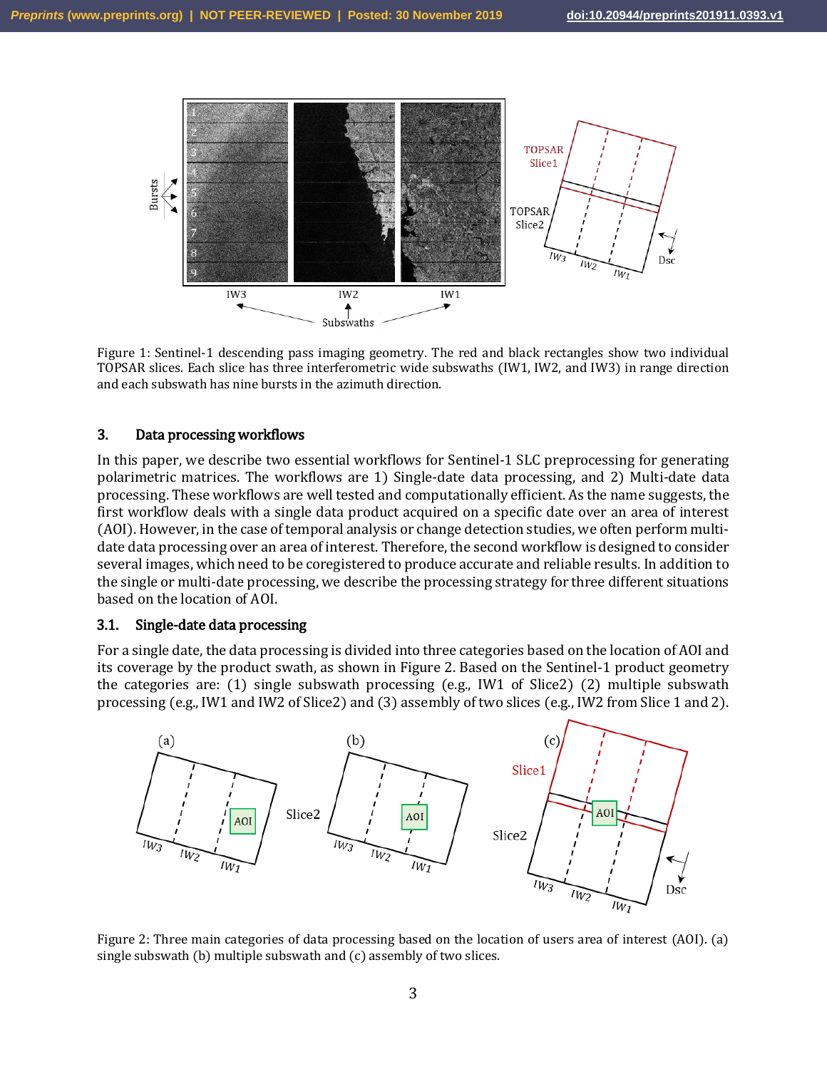Figure 1: Sentinel-1 descending pass imaging geometry. The red and black rectangles show two individual TOPSAR slices. Each slice has three interferometric wide subswaths (IW1, IW2, and IW3) in range direction and each subswath has nine bursts in the azimuth direction.

## 3. Data processing workflows

In this paper, we describe two essential workflows for Sentinel-1 SLC preprocessing for generating polarimetric matrices. The workflows are 1) Single-date data processing, and 2) Multi-date data processing. These workflows are well tested and computationally efficient. As the name suggests, the first workflow deals with a single data product acquired on a specific date over an area of interest (AOI). However, in the case of temporal analysis or change detection studies, we often perform multi-date data processing over an area of interest. Therefore, the second workflow is designed to consider several images, which need to be coregistered to produce accurate and reliable results. In addition to the single or multi-date processing, we describe the processing strategy for three different situations based on the location of AOI.

### 3.1. Single-date data processing

For a single date, the data processing is divided into three categories based on the location of AOI and its coverage by the product swath, as shown in Figure 2. Based on the Sentinel-1 product geometry the categories are: (1) single subswath processing (e.g., IW1 of Slice2) (2) multiple subswath processing (e.g., IW1 and IW2 of Slice2) and (3) assembly of two slices (e.g., IW2 from Slice 1 and 2).

Figure 2: Three main categories of data processing based on the location of users area of interest (AOI). (a) single subswath (b) multiple subswath and (c) assembly of two slices.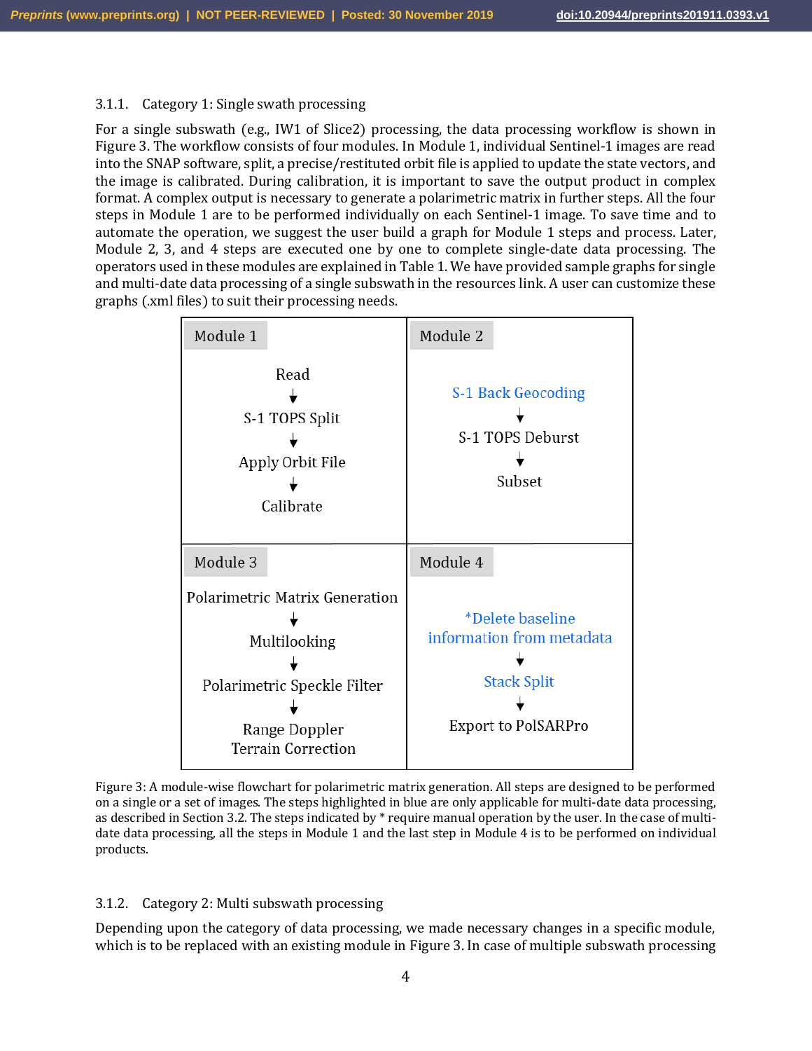#### 3.1.1. Category 1: Single swath processing

For a single subswath (e.g., IW1 of Slice2) processing, the data processing workflow is shown in Figure 3. The workflow consists of four modules. In Module 1, individual Sentinel-1 images are read into the SNAP software, split, a precise/restituted orbit file is applied to update the state vectors, and the image is calibrated. During calibration, it is important to save the output product in complex format. A complex output is necessary to generate a polarimetric matrix in further steps. All the four steps in Module 1 are to be performed individually on each Sentinel-1 image. To save time and to automate the operation, we suggest the user build a graph for Module 1 steps and process. Later, Module 2, 3, and 4 steps are executed one by one to complete single-date data processing. The operators used in these modules are explained in Table 1. We have provided sample graphs for single and multi-date data processing of a single subswath in the resources link. A user can customize these graphs (.xml files) to suit their processing needs.

| Module 1 | Module 2 |
|---|---|
| Read ↓ S-1 TOPS Split ↓ Apply Orbit File ↓ Calibrate | S-1 Back Geocoding ↓ S-1 TOPS Deburst ↓ Subset |
| **Module 3** | **Module 4** |
| Polarimetric Matrix Generation ↓ Multilooking ↓ Polarimetric Speckle Filter ↓ Range Doppler Terrain Correction | *Delete baseline information from metadata ↓ Stack Split ↓ Export to PolSARPro |

Figure 3: A module-wise flowchart for polarimetric matrix generation. All steps are designed to be performed on a single or a set of images. The steps highlighted in blue are only applicable for multi-date data processing, as described in Section 3.2. The steps indicated by * require manual operation by the user. In the case of multi-date data processing, all the steps in Module 1 and the last step in Module 4 is to be performed on individual products.

#### 3.1.2. Category 2: Multi subswath processing

Depending upon the category of data processing, we made necessary changes in a specific module, which is to be replaced with an existing module in Figure 3. In case of multiple subswath processing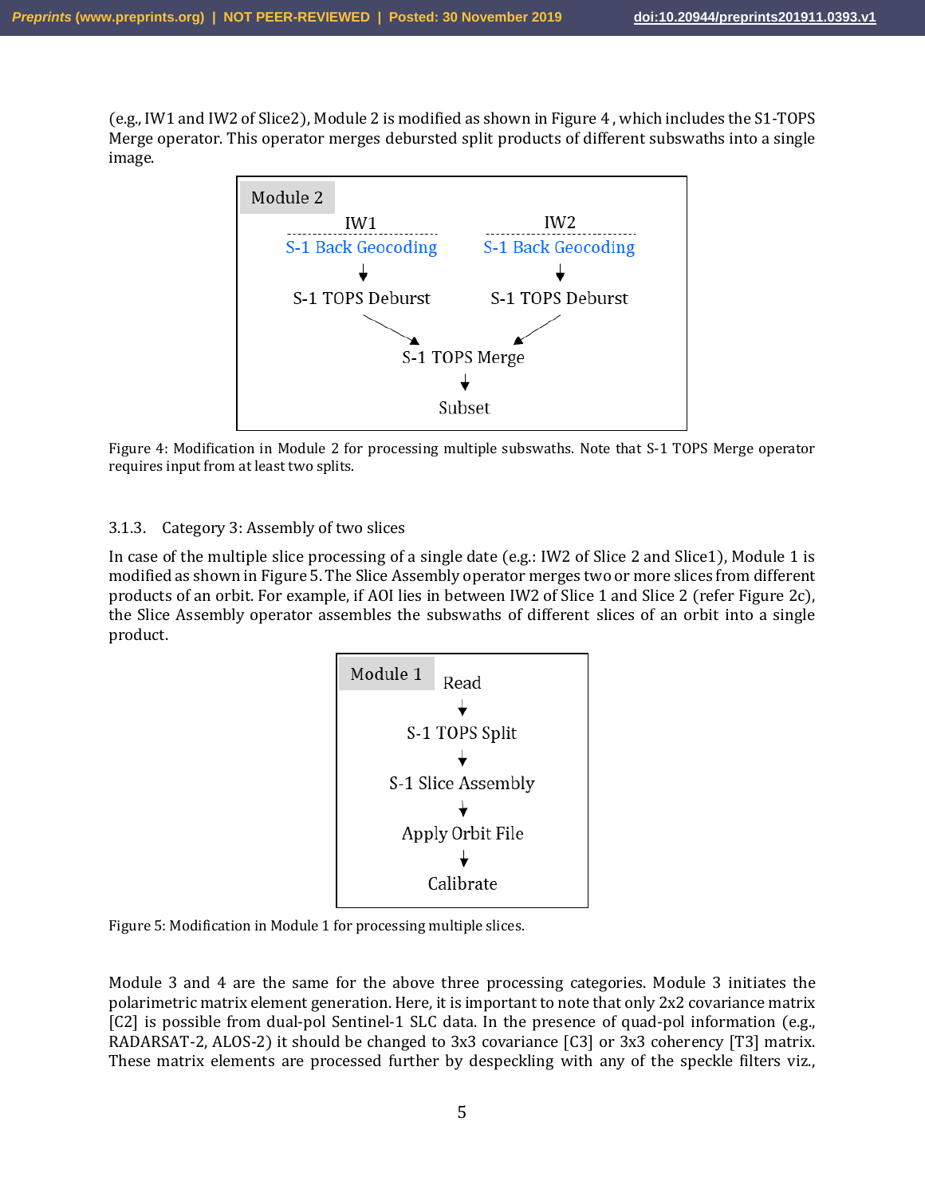(e.g., IW1 and IW2 of Slice2), Module 2 is modified as shown in Figure 4 , which includes the S1-TOPS Merge operator. This operator merges deburst split products of different subswaths into a single image.

```
Module 2
        IW1                         IW2
  S-1 Back Geocoding          S-1 Back Geocoding
          ↓                           ↓
  S-1 TOPS Deburst            S-1 TOPS Deburst
              ↘                 ↙
                S-1 TOPS Merge
                      ↓
                    Subset
```

Figure 4: Modification in Module 2 for processing multiple subswaths. Note that S-1 TOPS Merge operator requires input from at least two splits.

### 3.1.3. Category 3: Assembly of two slices

In case of the multiple slice processing of a single date (e.g.: IW2 of Slice 2 and Slice1), Module 1 is modified as shown in Figure 5. The Slice Assembly operator merges two or more slices from different products of an orbit. For example, if AOI lies in between IW2 of Slice 1 and Slice 2 (refer Figure 2c), the Slice Assembly operator assembles the subswaths of different slices of an orbit into a single product.

```
Module 1
        Read
          ↓
   S-1 TOPS Split
          ↓
 S-1 Slice Assembly
          ↓
  Apply Orbit File
          ↓
      Calibrate
```

Figure 5: Modification in Module 1 for processing multiple slices.

Module 3 and 4 are the same for the above three processing categories. Module 3 initiates the polarimetric matrix element generation. Here, it is important to note that only 2x2 covariance matrix [C2] is possible from dual-pol Sentinel-1 SLC data. In the presence of quad-pol information (e.g., RADARSAT-2, ALOS-2) it should be changed to 3x3 covariance [C3] or 3x3 coherency [T3] matrix. These matrix elements are processed further by despeckling with any of the speckle filters viz.,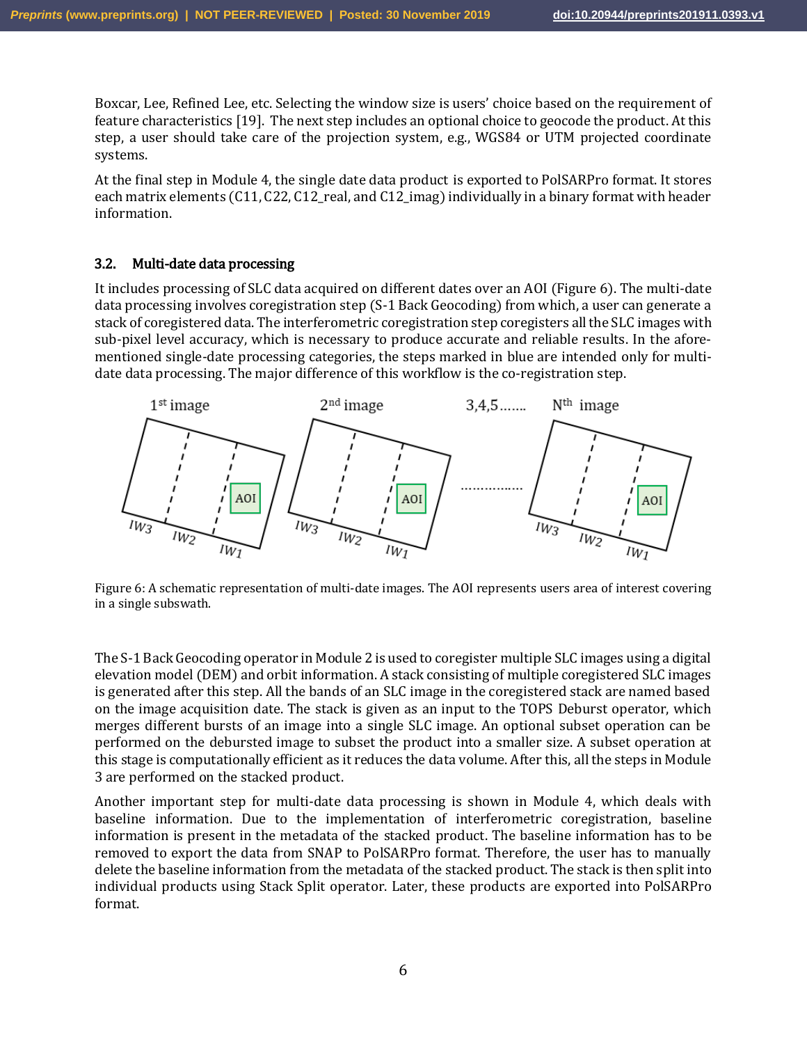Boxcar, Lee, Refined Lee, etc. Selecting the window size is users' choice based on the requirement of feature characteristics [19]. The next step includes an optional choice to geocode the product. At this step, a user should take care of the projection system, e.g., WGS84 or UTM projected coordinate systems.

At the final step in Module 4, the single date data product is exported to PolSARPro format. It stores each matrix elements (C11, C22, C12_real, and C12_imag) individually in a binary format with header information.

### 3.2. Multi-date data processing

It includes processing of SLC data acquired on different dates over an AOI (Figure 6). The multi-date data processing involves coregistration step (S-1 Back Geocoding) from which, a user can generate a stack of coregistered data. The interferometric coregistration step coregisters all the SLC images with sub-pixel level accuracy, which is necessary to produce accurate and reliable results. In the afore-mentioned single-date processing categories, the steps marked in blue are intended only for multi-date data processing. The major difference of this workflow is the co-registration step.

Figure 6: A schematic representation of multi-date images. The AOI represents users area of interest covering in a single subswath.

The S-1 Back Geocoding operator in Module 2 is used to coregister multiple SLC images using a digital elevation model (DEM) and orbit information. A stack consisting of multiple coregistered SLC images is generated after this step. All the bands of an SLC image in the coregistered stack are named based on the image acquisition date. The stack is given as an input to the TOPS Deburst operator, which merges different bursts of an image into a single SLC image. An optional subset operation can be performed on the debursted image to subset the product into a smaller size. A subset operation at this stage is computationally efficient as it reduces the data volume. After this, all the steps in Module 3 are performed on the stacked product.

Another important step for multi-date data processing is shown in Module 4, which deals with baseline information. Due to the implementation of interferometric coregistration, baseline information is present in the metadata of the stacked product. The baseline information has to be removed to export the data from SNAP to PolSARPro format. Therefore, the user has to manually delete the baseline information from the metadata of the stacked product. The stack is then split into individual products using Stack Split operator. Later, these products are exported into PolSARPro format.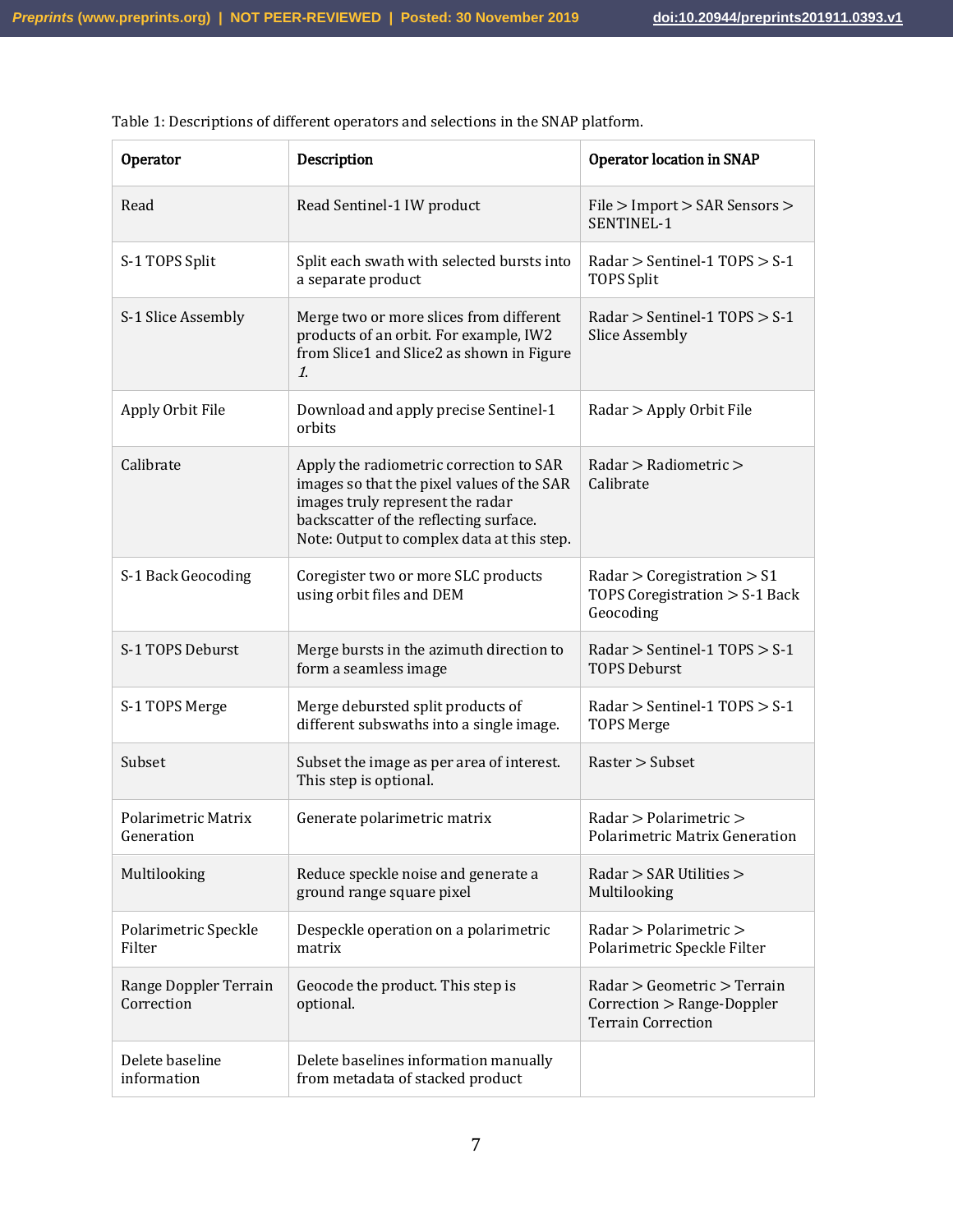Table 1: Descriptions of different operators and selections in the SNAP platform.

| **Operator** | **Description** | **Operator location in SNAP** |
|---|---|---|
| Read | Read Sentinel-1 IW product | File > Import > SAR Sensors > SENTINEL-1 |
| S-1 TOPS Split | Split each swath with selected bursts into a separate product | Radar > Sentinel-1 TOPS > S-1 TOPS Split |
| S-1 Slice Assembly | Merge two or more slices from different products of an orbit. For example, IW2 from Slice1 and Slice2 as shown in Figure *1*. | Radar > Sentinel-1 TOPS > S-1 Slice Assembly |
| Apply Orbit File | Download and apply precise Sentinel-1 orbits | Radar > Apply Orbit File |
| Calibrate | Apply the radiometric correction to SAR images so that the pixel values of the SAR images truly represent the radar backscatter of the reflecting surface. Note: Output to complex data at this step. | Radar > Radiometric > Calibrate |
| S-1 Back Geocoding | Coregister two or more SLC products using orbit files and DEM | Radar > Coregistration > S1 TOPS Coregistration > S-1 Back Geocoding |
| S-1 TOPS Deburst | Merge bursts in the azimuth direction to form a seamless image | Radar > Sentinel-1 TOPS > S-1 TOPS Deburst |
| S-1 TOPS Merge | Merge debursted split products of different subswaths into a single image. | Radar > Sentinel-1 TOPS > S-1 TOPS Merge |
| Subset | Subset the image as per area of interest. This step is optional. | Raster > Subset |
| Polarimetric Matrix Generation | Generate polarimetric matrix | Radar > Polarimetric > Polarimetric Matrix Generation |
| Multilooking | Reduce speckle noise and generate a ground range square pixel | Radar > SAR Utilities > Multilooking |
| Polarimetric Speckle Filter | Despeckle operation on a polarimetric matrix | Radar > Polarimetric > Polarimetric Speckle Filter |
| Range Doppler Terrain Correction | Geocode the product. This step is optional. | Radar > Geometric > Terrain Correction > Range-Doppler Terrain Correction |
| Delete baseline information | Delete baselines information manually from metadata of stacked product | |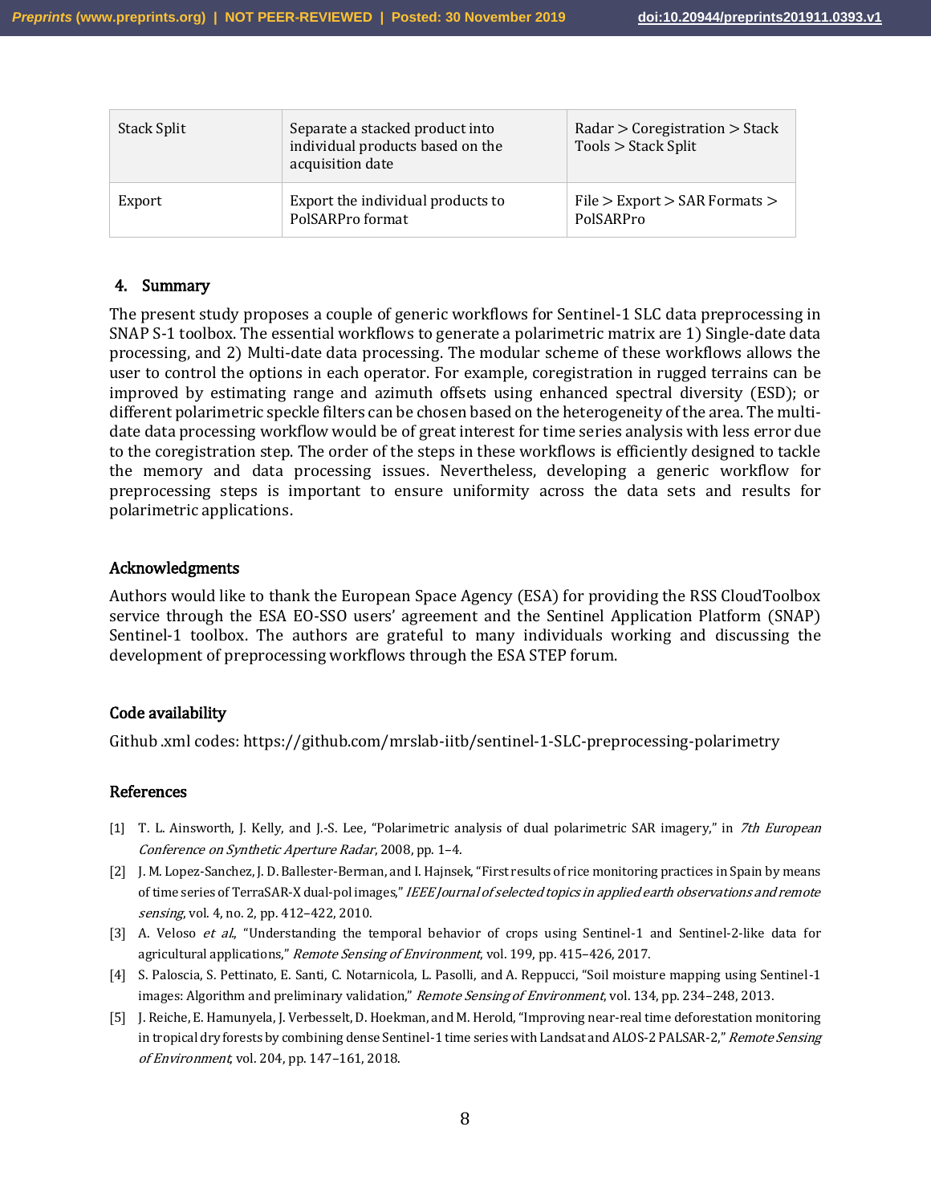| Stack Split | Separate a stacked product into individual products based on the acquisition date | Radar > Coregistration > Stack Tools > Stack Split |
|---|---|---|
| Export | Export the individual products to PolSARPro format | File > Export > SAR Formats > PolSARPro |

## 4. Summary

The present study proposes a couple of generic workflows for Sentinel-1 SLC data preprocessing in SNAP S-1 toolbox. The essential workflows to generate a polarimetric matrix are 1) Single-date data processing, and 2) Multi-date data processing. The modular scheme of these workflows allows the user to control the options in each operator. For example, coregistration in rugged terrains can be improved by estimating range and azimuth offsets using enhanced spectral diversity (ESD); or different polarimetric speckle filters can be chosen based on the heterogeneity of the area. The multi-date data processing workflow would be of great interest for time series analysis with less error due to the coregistration step. The order of the steps in these workflows is efficiently designed to tackle the memory and data processing issues. Nevertheless, developing a generic workflow for preprocessing steps is important to ensure uniformity across the data sets and results for polarimetric applications.

## Acknowledgments

Authors would like to thank the European Space Agency (ESA) for providing the RSS CloudToolbox service through the ESA EO-SSO users' agreement and the Sentinel Application Platform (SNAP) Sentinel-1 toolbox. The authors are grateful to many individuals working and discussing the development of preprocessing workflows through the ESA STEP forum.

## Code availability

Github .xml codes: https://github.com/mrslab-iitb/sentinel-1-SLC-preprocessing-polarimetry

## References

[1] T. L. Ainsworth, J. Kelly, and J.-S. Lee, "Polarimetric analysis of dual polarimetric SAR imagery," in *7th European Conference on Synthetic Aperture Radar*, 2008, pp. 1–4.

[2] J. M. Lopez-Sanchez, J. D. Ballester-Berman, and I. Hajnsek, "First results of rice monitoring practices in Spain by means of time series of TerraSAR-X dual-pol images," *IEEE Journal of selected topics in applied earth observations and remote sensing*, vol. 4, no. 2, pp. 412–422, 2010.

[3] A. Veloso *et al.*, "Understanding the temporal behavior of crops using Sentinel-1 and Sentinel-2-like data for agricultural applications," *Remote Sensing of Environment*, vol. 199, pp. 415–426, 2017.

[4] S. Paloscia, S. Pettinato, E. Santi, C. Notarnicola, L. Pasolli, and A. Reppucci, "Soil moisture mapping using Sentinel-1 images: Algorithm and preliminary validation," *Remote Sensing of Environment*, vol. 134, pp. 234–248, 2013.

[5] J. Reiche, E. Hamunyela, J. Verbesselt, D. Hoekman, and M. Herold, "Improving near-real time deforestation monitoring in tropical dry forests by combining dense Sentinel-1 time series with Landsat and ALOS-2 PALSAR-2," *Remote Sensing of Environment*, vol. 204, pp. 147–161, 2018.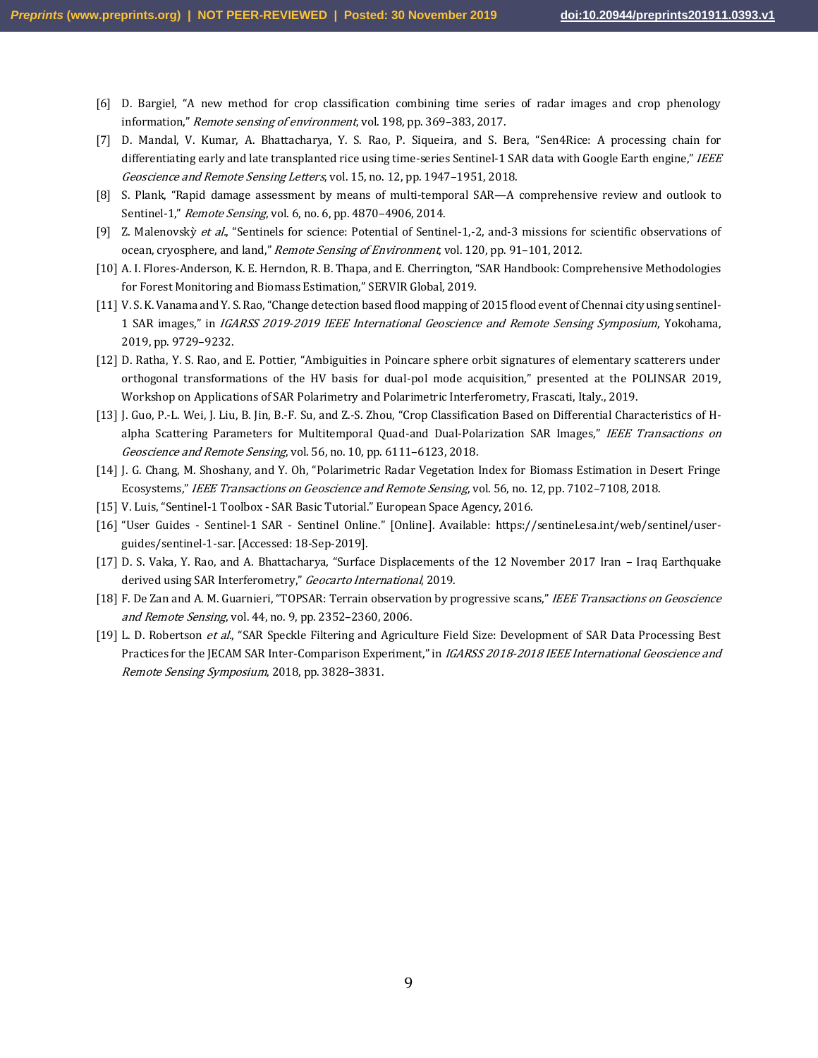[6] D. Bargiel, "A new method for crop classification combining time series of radar images and crop phenology information," *Remote sensing of environment*, vol. 198, pp. 369–383, 2017.

[7] D. Mandal, V. Kumar, A. Bhattacharya, Y. S. Rao, P. Siqueira, and S. Bera, "Sen4Rice: A processing chain for differentiating early and late transplanted rice using time-series Sentinel-1 SAR data with Google Earth engine," *IEEE Geoscience and Remote Sensing Letters*, vol. 15, no. 12, pp. 1947–1951, 2018.

[8] S. Plank, "Rapid damage assessment by means of multi-temporal SAR—A comprehensive review and outlook to Sentinel-1," *Remote Sensing*, vol. 6, no. 6, pp. 4870–4906, 2014.

[9] Z. Malenovskỳ *et al.*, "Sentinels for science: Potential of Sentinel-1,-2, and-3 missions for scientific observations of ocean, cryosphere, and land," *Remote Sensing of Environment*, vol. 120, pp. 91–101, 2012.

[10] A. I. Flores-Anderson, K. E. Herndon, R. B. Thapa, and E. Cherrington, "SAR Handbook: Comprehensive Methodologies for Forest Monitoring and Biomass Estimation," SERVIR Global, 2019.

[11] V. S. K. Vanama and Y. S. Rao, "Change detection based flood mapping of 2015 flood event of Chennai city using sentinel-1 SAR images," in *IGARSS 2019-2019 IEEE International Geoscience and Remote Sensing Symposium*, Yokohama, 2019, pp. 9729–9232.

[12] D. Ratha, Y. S. Rao, and E. Pottier, "Ambiguities in Poincare sphere orbit signatures of elementary scatterers under orthogonal transformations of the HV basis for dual-pol mode acquisition," presented at the POLINSAR 2019, Workshop on Applications of SAR Polarimetry and Polarimetric Interferometry, Frascati, Italy., 2019.

[13] J. Guo, P.-L. Wei, J. Liu, B. Jin, B.-F. Su, and Z.-S. Zhou, "Crop Classification Based on Differential Characteristics of H-alpha Scattering Parameters for Multitemporal Quad-and Dual-Polarization SAR Images," *IEEE Transactions on Geoscience and Remote Sensing*, vol. 56, no. 10, pp. 6111–6123, 2018.

[14] J. G. Chang, M. Shoshany, and Y. Oh, "Polarimetric Radar Vegetation Index for Biomass Estimation in Desert Fringe Ecosystems," *IEEE Transactions on Geoscience and Remote Sensing*, vol. 56, no. 12, pp. 7102–7108, 2018.

[15] V. Luis, "Sentinel-1 Toolbox - SAR Basic Tutorial." European Space Agency, 2016.

[16] "User Guides - Sentinel-1 SAR - Sentinel Online." [Online]. Available: https://sentinel.esa.int/web/sentinel/user-guides/sentinel-1-sar. [Accessed: 18-Sep-2019].

[17] D. S. Vaka, Y. Rao, and A. Bhattacharya, "Surface Displacements of the 12 November 2017 Iran – Iraq Earthquake derived using SAR Interferometry," *Geocarto International*, 2019.

[18] F. De Zan and A. M. Guarnieri, "TOPSAR: Terrain observation by progressive scans," *IEEE Transactions on Geoscience and Remote Sensing*, vol. 44, no. 9, pp. 2352–2360, 2006.

[19] L. D. Robertson *et al.*, "SAR Speckle Filtering and Agriculture Field Size: Development of SAR Data Processing Best Practices for the JECAM SAR Inter-Comparison Experiment," in *IGARSS 2018-2018 IEEE International Geoscience and Remote Sensing Symposium*, 2018, pp. 3828–3831.